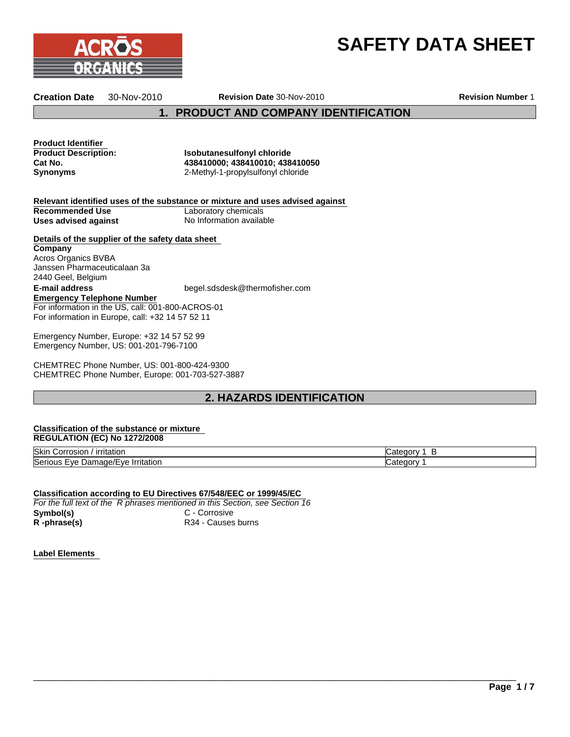# SAFETY DATA SHEET

**Creation Date** 30-Nov-2010 **Revision Date** 30-Nov-2010 **Revision Number** 1

## 1. PRODUCT AND COMPANY IDENTIFICATION

**Product Identifier**

**Product Description:** **Isobutanesulfonyl chloride**
**Cat No.** **438410000; 438410010; 438410050**
**Synonyms** 2-Methyl-1-propylsulfonyl chloride

**Relevant identified uses of the substance or mixture and uses advised against**

**Recommended Use** Laboratory chemicals
**Uses advised against** No Information available

**Details of the supplier of the safety data sheet**

**Company**
Acros Organics BVBA
Janssen Pharmaceuticalaan 3a
2440 Geel, Belgium

**E-mail address** begel.sdsdesk@thermofisher.com

**Emergency Telephone Number**
For information in the US, call: 001-800-ACROS-01
For information in Europe, call: +32 14 57 52 11

Emergency Number, Europe: +32 14 57 52 99
Emergency Number, US: 001-201-796-7100

CHEMTREC Phone Number, US: 001-800-424-9300
CHEMTREC Phone Number, Europe: 001-703-527-3887

## 2. HAZARDS IDENTIFICATION

**Classification of the substance or mixture**
**REGULATION (EC) No 1272/2008**

| | |
|---|---|
| Skin Corrosion / irritation | Category 1 B |
| Serious Eye Damage/Eye Irritation | Category 1 |

**Classification according to EU Directives 67/548/EEC or 1999/45/EC**
*For the full text of the R phrases mentioned in this Section, see Section 16*

**Symbol(s)** C - Corrosive
**R -phrase(s)** R34 - Causes burns

**Label Elements**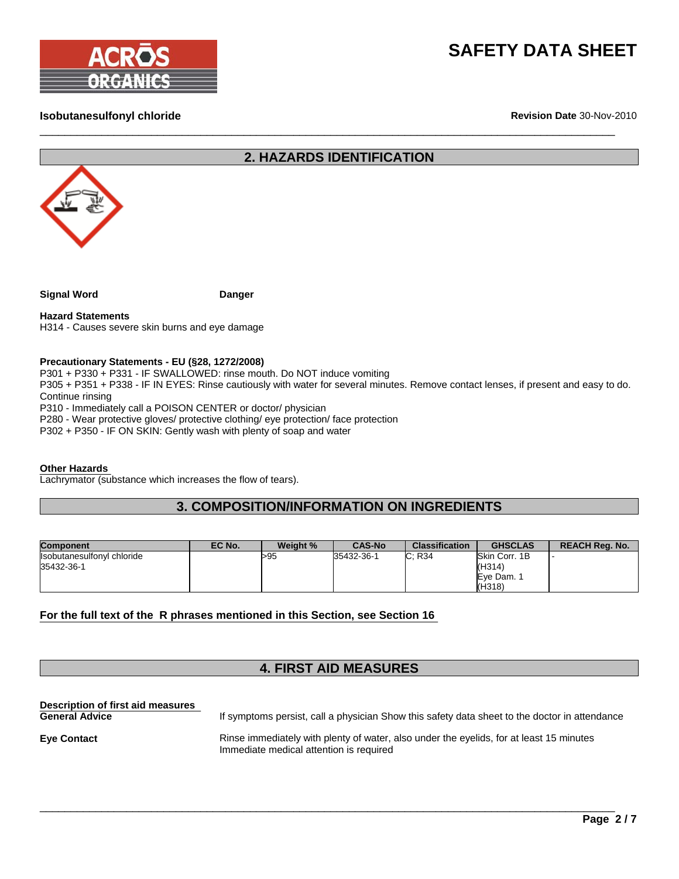## 2. HAZARDS IDENTIFICATION

**Signal Word** **Danger**

**Hazard Statements**
H314 - Causes severe skin burns and eye damage

**Precautionary Statements - EU (§28, 1272/2008)**
P301 + P330 + P331 - IF SWALLOWED: rinse mouth. Do NOT induce vomiting
P305 + P351 + P338 - IF IN EYES: Rinse cautiously with water for several minutes. Remove contact lenses, if present and easy to do. Continue rinsing
P310 - Immediately call a POISON CENTER or doctor/ physician
P280 - Wear protective gloves/ protective clothing/ eye protection/ face protection
P302 + P350 - IF ON SKIN: Gently wash with plenty of soap and water

**Other Hazards**
Lachrymator (substance which increases the flow of tears).

## 3. COMPOSITION/INFORMATION ON INGREDIENTS

| Component | EC No. | Weight % | CAS-No | Classification | GHSCLAS | REACH Reg. No. |
|---|---|---|---|---|---|---|
| Isobutanesulfonyl chloride 35432-36-1 | | >95 | 35432-36-1 | C; R34 | Skin Corr. 1B (H314) Eye Dam. 1 (H318) | - |

**For the full text of the R phrases mentioned in this Section, see Section 16**

## 4. FIRST AID MEASURES

**Description of first aid measures**

**General Advice** If symptoms persist, call a physician Show this safety data sheet to the doctor in attendance

**Eye Contact** Rinse immediately with plenty of water, also under the eyelids, for at least 15 minutes
Immediate medical attention is required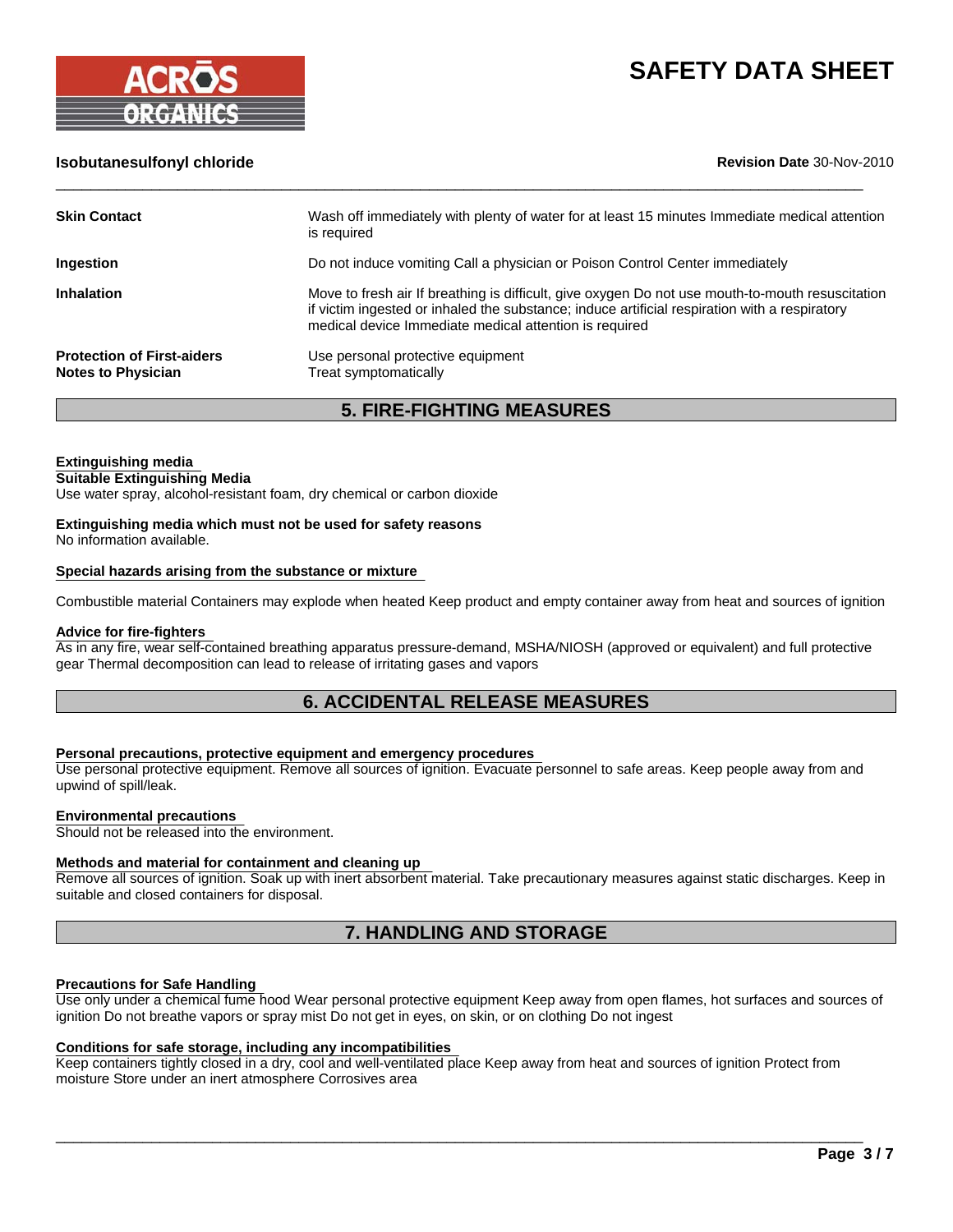| | |
|---|---|
| **Skin Contact** | Wash off immediately with plenty of water for at least 15 minutes Immediate medical attention is required |
| **Ingestion** | Do not induce vomiting Call a physician or Poison Control Center immediately |
| **Inhalation** | Move to fresh air If breathing is difficult, give oxygen Do not use mouth-to-mouth resuscitation if victim ingested or inhaled the substance; induce artificial respiration with a respiratory medical device Immediate medical attention is required |
| **Protection of First-aiders** | Use personal protective equipment |
| **Notes to Physician** | Treat symptomatically |

## 5. FIRE-FIGHTING MEASURES

**Extinguishing media**

**Suitable Extinguishing Media**

Use water spray, alcohol-resistant foam, dry chemical or carbon dioxide

**Extinguishing media which must not be used for safety reasons**

No information available.

**Special hazards arising from the substance or mixture**

Combustible material Containers may explode when heated Keep product and empty container away from heat and sources of ignition

**Advice for fire-fighters**

As in any fire, wear self-contained breathing apparatus pressure-demand, MSHA/NIOSH (approved or equivalent) and full protective gear Thermal decomposition can lead to release of irritating gases and vapors

## 6. ACCIDENTAL RELEASE MEASURES

**Personal precautions, protective equipment and emergency procedures**

Use personal protective equipment. Remove all sources of ignition. Evacuate personnel to safe areas. Keep people away from and upwind of spill/leak.

**Environmental precautions**

Should not be released into the environment.

**Methods and material for containment and cleaning up**

Remove all sources of ignition. Soak up with inert absorbent material. Take precautionary measures against static discharges. Keep in suitable and closed containers for disposal.

## 7. HANDLING AND STORAGE

**Precautions for Safe Handling**

Use only under a chemical fume hood Wear personal protective equipment Keep away from open flames, hot surfaces and sources of ignition Do not breathe vapors or spray mist Do not get in eyes, on skin, or on clothing Do not ingest

**Conditions for safe storage, including any incompatibilities**

Keep containers tightly closed in a dry, cool and well-ventilated place Keep away from heat and sources of ignition Protect from moisture Store under an inert atmosphere Corrosives area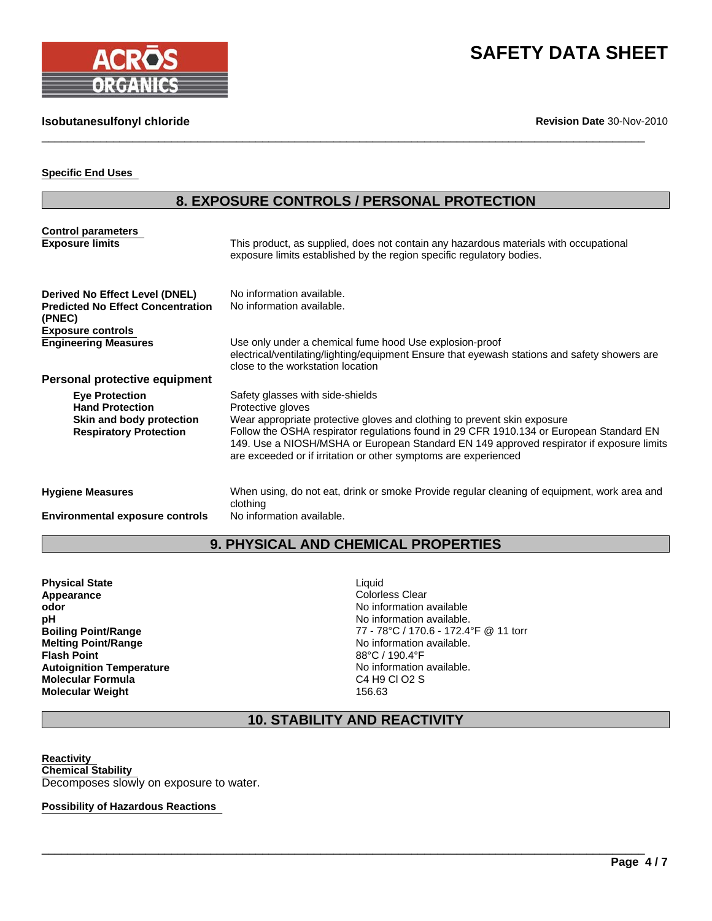**Specific End Uses**

## 8. EXPOSURE CONTROLS / PERSONAL PROTECTION

**Control parameters**

| | |
|---|---|
| **Exposure limits** | This product, as supplied, does not contain any hazardous materials with occupational exposure limits established by the region specific regulatory bodies. |
| **Derived No Effect Level (DNEL)** | No information available. |
| **Predicted No Effect Concentration (PNEC)** | No information available. |

**Exposure controls**

| | |
|---|---|
| **Engineering Measures** | Use only under a chemical fume hood Use explosion-proof electrical/ventilating/lighting/equipment Ensure that eyewash stations and safety showers are close to the workstation location |

**Personal protective equipment**

| | |
|---|---|
| **Eye Protection** | Safety glasses with side-shields |
| **Hand Protection** | Protective gloves |
| **Skin and body protection** | Wear appropriate protective gloves and clothing to prevent skin exposure |
| **Respiratory Protection** | Follow the OSHA respirator regulations found in 29 CFR 1910.134 or European Standard EN 149. Use a NIOSH/MSHA or European Standard EN 149 approved respirator if exposure limits are exceeded or if irritation or other symptoms are experienced |
| **Hygiene Measures** | When using, do not eat, drink or smoke Provide regular cleaning of equipment, work area and clothing |
| **Environmental exposure controls** | No information available. |

## 9. PHYSICAL AND CHEMICAL PROPERTIES

| | |
|---|---|
| **Physical State** | Liquid |
| **Appearance** | Colorless Clear |
| **odor** | No information available |
| **pH** | No information available. |
| **Boiling Point/Range** | 77 - 78°C / 170.6 - 172.4°F @ 11 torr |
| **Melting Point/Range** | No information available. |
| **Flash Point** | 88°C / 190.4°F |
| **Autoignition Temperature** | No information available. |
| **Molecular Formula** | C4 H9 Cl O2 S |
| **Molecular Weight** | 156.63 |

## 10. STABILITY AND REACTIVITY

**Reactivity**

**Chemical Stability**

Decomposes slowly on exposure to water.

**Possibility of Hazardous Reactions**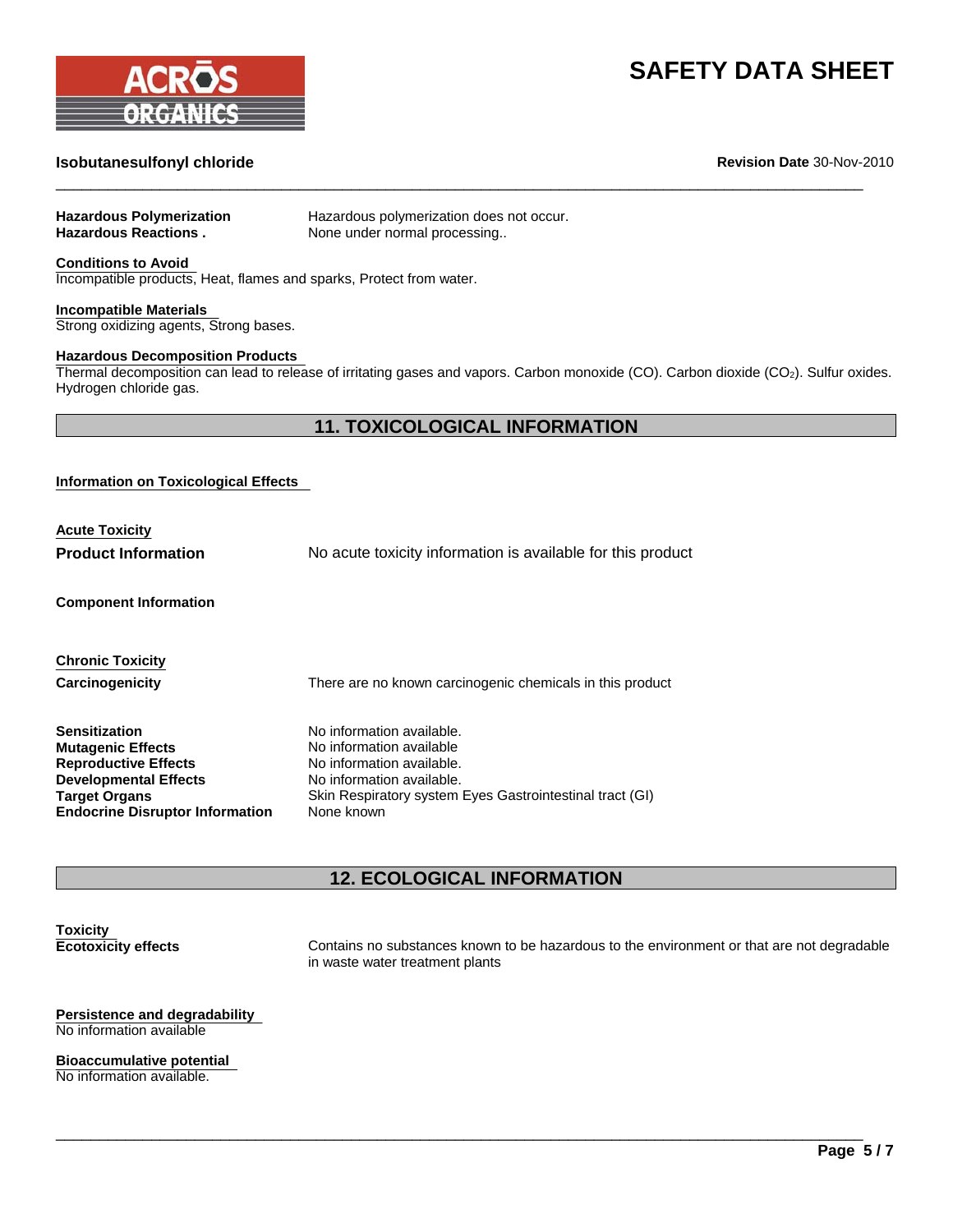**Hazardous Polymerization** Hazardous polymerization does not occur.
**Hazardous Reactions .** None under normal processing..

**Conditions to Avoid**
Incompatible products, Heat, flames and sparks, Protect from water.

**Incompatible Materials**
Strong oxidizing agents, Strong bases.

**Hazardous Decomposition Products**
Thermal decomposition can lead to release of irritating gases and vapors. Carbon monoxide (CO). Carbon dioxide ($CO_2$). Sulfur oxides. Hydrogen chloride gas.

## 11. TOXICOLOGICAL INFORMATION

**Information on Toxicological Effects**

**Acute Toxicity**

**Product Information** No acute toxicity information is available for this product

**Component Information**

**Chronic Toxicity**

**Carcinogenicity** There are no known carcinogenic chemicals in this product

**Sensitization** No information available.
**Mutagenic Effects** No information available
**Reproductive Effects** No information available.
**Developmental Effects** No information available.
**Target Organs** Skin Respiratory system Eyes Gastrointestinal tract (GI)
**Endocrine Disruptor Information** None known

## 12. ECOLOGICAL INFORMATION

**Toxicity**
**Ecotoxicity effects** Contains no substances known to be hazardous to the environment or that are not degradable in waste water treatment plants

**Persistence and degradability**
No information available

**Bioaccumulative potential**
No information available.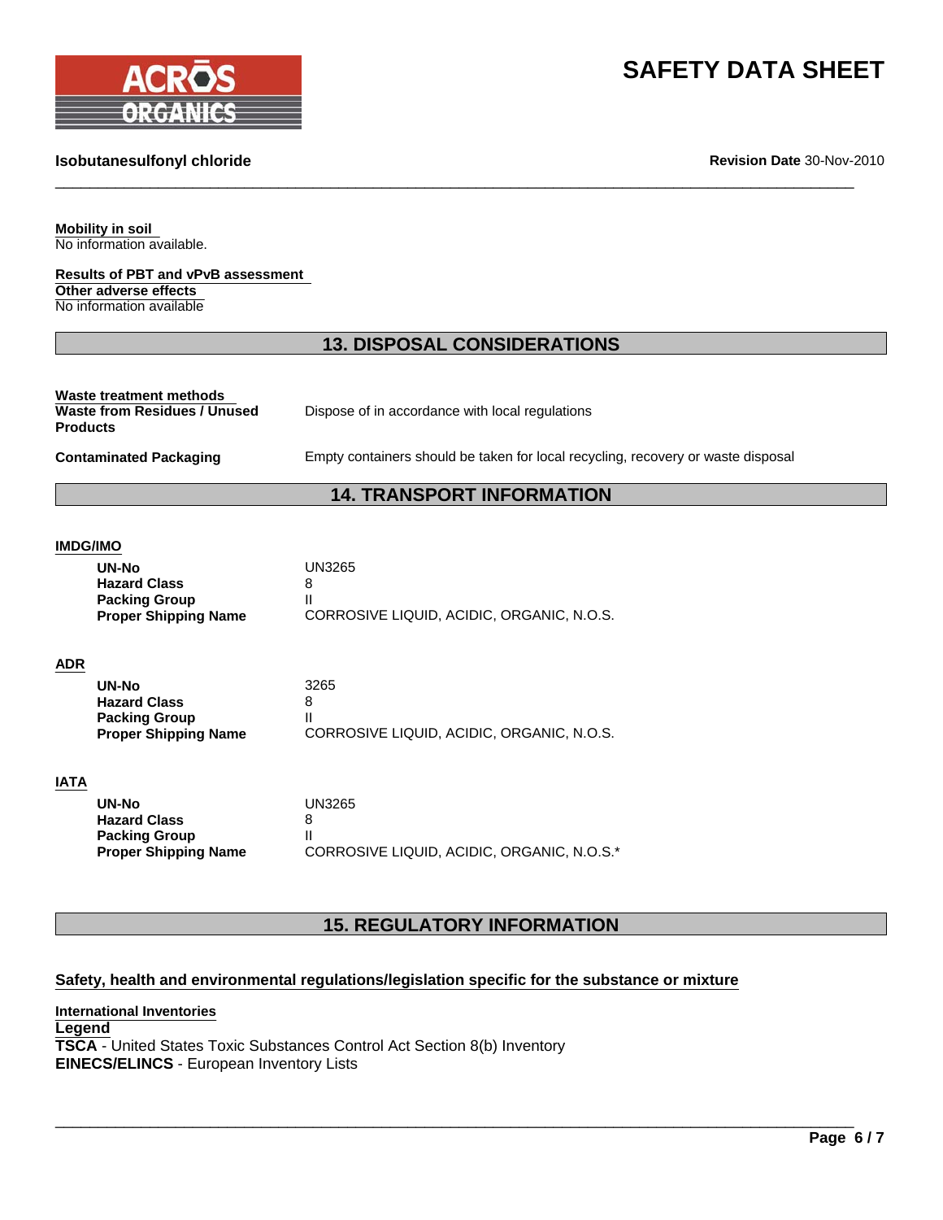**Mobility in soil**
No information available.

**Results of PBT and vPvB assessment**
**Other adverse effects**
No information available

## 13. DISPOSAL CONSIDERATIONS

**Waste treatment methods**

| | |
|---|---|
| **Waste from Residues / Unused Products** | Dispose of in accordance with local regulations |
| **Contaminated Packaging** | Empty containers should be taken for local recycling, recovery or waste disposal |

## 14. TRANSPORT INFORMATION

**IMDG/IMO**

| | |
|---|---|
| **UN-No** | UN3265 |
| **Hazard Class** | 8 |
| **Packing Group** | II |
| **Proper Shipping Name** | CORROSIVE LIQUID, ACIDIC, ORGANIC, N.O.S. |

**ADR**

| | |
|---|---|
| **UN-No** | 3265 |
| **Hazard Class** | 8 |
| **Packing Group** | II |
| **Proper Shipping Name** | CORROSIVE LIQUID, ACIDIC, ORGANIC, N.O.S. |

**IATA**

| | |
|---|---|
| **UN-No** | UN3265 |
| **Hazard Class** | 8 |
| **Packing Group** | II |
| **Proper Shipping Name** | CORROSIVE LIQUID, ACIDIC, ORGANIC, N.O.S.* |

## 15. REGULATORY INFORMATION

**Safety, health and environmental regulations/legislation specific for the substance or mixture**

**International Inventories**

**Legend**
**TSCA** - United States Toxic Substances Control Act Section 8(b) Inventory
**EINECS/ELINCS** - European Inventory Lists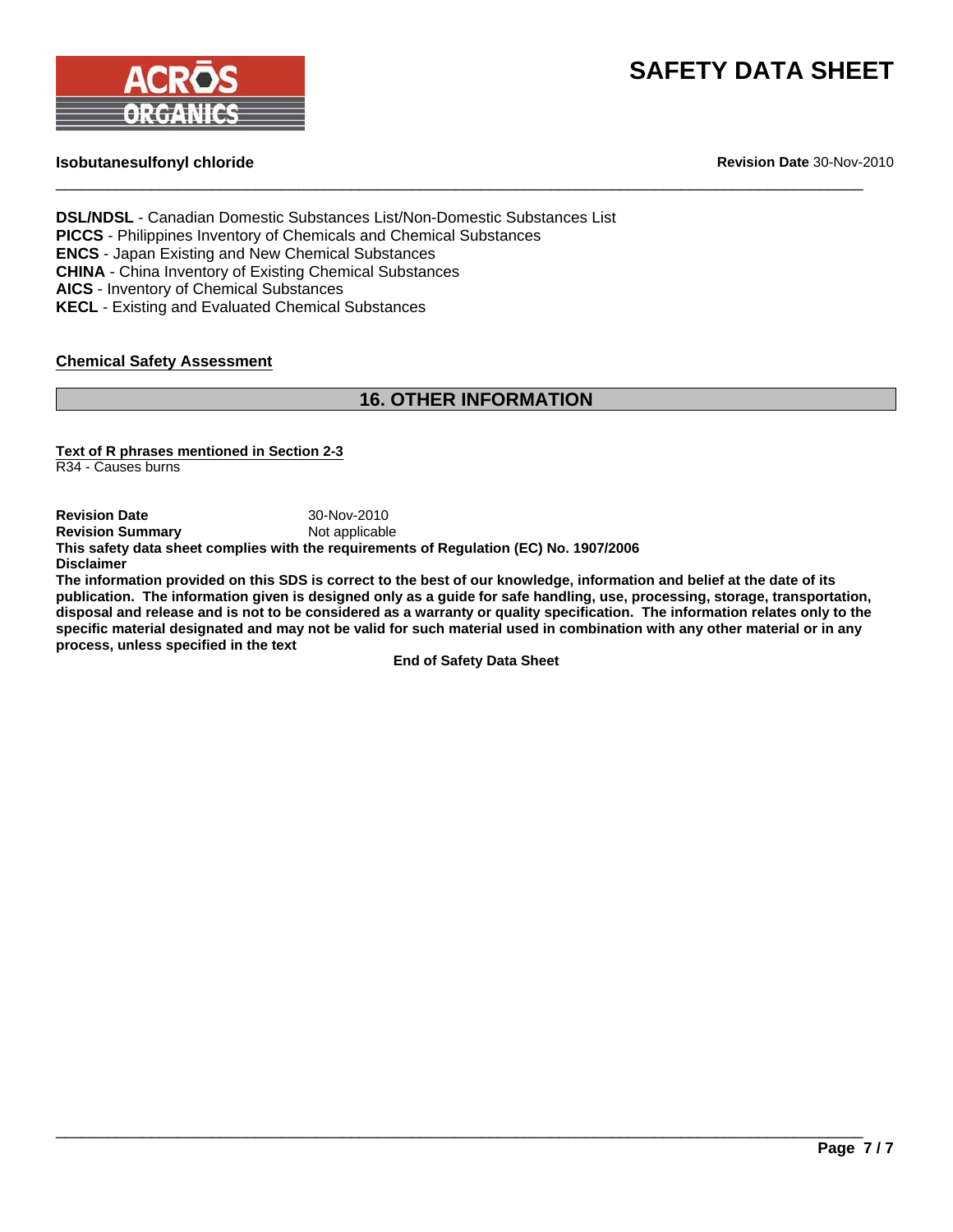**DSL/NDSL** - Canadian Domestic Substances List/Non-Domestic Substances List
**PICCS** - Philippines Inventory of Chemicals and Chemical Substances
**ENCS** - Japan Existing and New Chemical Substances
**CHINA** - China Inventory of Existing Chemical Substances
**AICS** - Inventory of Chemical Substances
**KECL** - Existing and Evaluated Chemical Substances

**Chemical Safety Assessment**

## 16. OTHER INFORMATION

**Text of R phrases mentioned in Section 2-3**
R34 - Causes burns

**Revision Date** 30-Nov-2010
**Revision Summary** Not applicable
**This safety data sheet complies with the requirements of Regulation (EC) No. 1907/2006**
**Disclaimer**
**The information provided on this SDS is correct to the best of our knowledge, information and belief at the date of its publication. The information given is designed only as a guide for safe handling, use, processing, storage, transportation, disposal and release and is not to be considered as a warranty or quality specification. The information relates only to the specific material designated and may not be valid for such material used in combination with any other material or in any process, unless specified in the text**

**End of Safety Data Sheet**